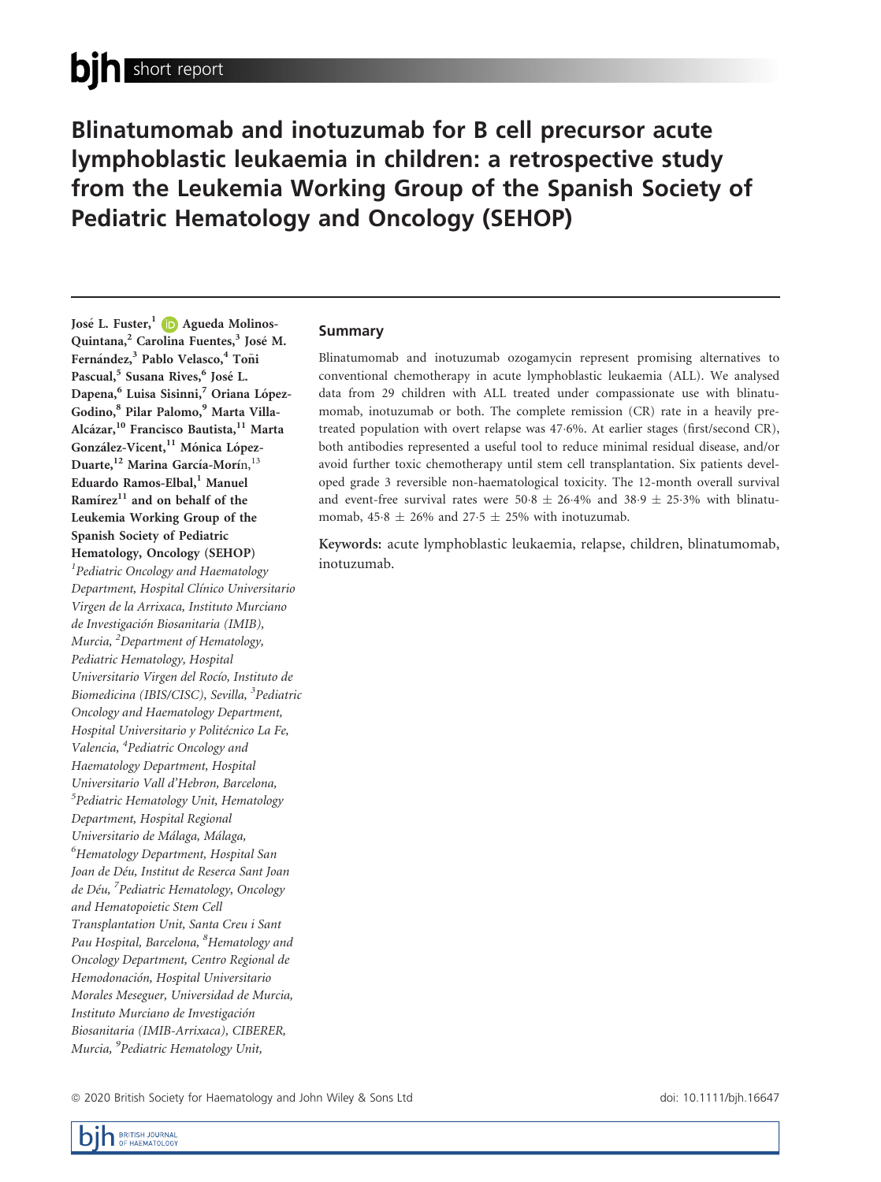# Blinatumomab and inotuzumab for B cell precursor acute lymphoblastic leukaemia in children: a retrospective study from the Leukemia Working Group of the Spanish Society of Pediatric Hematology and Oncology (SEHOP)

**José L. Fuster,[1] Agueda Molinos-Quintana,[2] Carolina Fuentes,[3] José M. Fernández,[3] Pablo Velasco,[4] Toñi Pascual,[5] Susana Rives,[6] José L. Dapena,[6] Luisa Sisinni,[7] Oriana López-Godino,[8] Pilar Palomo,[9] Marta Villa-Alcázar,[10] Francisco Bautista,[11] Marta González-Vicent,[11] Mónica López-Duarte,[12] Marina García-Morín,[13] Eduardo Ramos-Elbal,[1] Manuel Ramírez[11] and on behalf of the Leukemia Working Group of the Spanish Society of Pediatric Hematology, Oncology (SEHOP)**

*[1]Pediatric Oncology and Haematology Department, Hospital Clínico Universitario Virgen de la Arrixaca, Instituto Murciano de Investigación Biosanitaria (IMIB), Murcia, [2]Department of Hematology, Pediatric Hematology, Hospital Universitario Virgen del Rocío, Instituto de Biomedicina (IBIS/CISC), Sevilla, [3]Pediatric Oncology and Haematology Department, Hospital Universitario y Politécnico La Fe, Valencia, [4]Pediatric Oncology and Haematology Department, Hospital Universitario Vall d'Hebron, Barcelona, [5]Pediatric Hematology Unit, Hematology Department, Hospital Regional Universitario de Málaga, Málaga, [6]Hematology Department, Hospital San Joan de Déu, Institut de Reserca Sant Joan de Déu, [7]Pediatric Hematology, Oncology and Hematopoietic Stem Cell Transplantation Unit, Santa Creu i Sant Pau Hospital, Barcelona, [8]Hematology and Oncology Department, Centro Regional de Hemodonación, Hospital Universitario Morales Meseguer, Universidad de Murcia, Instituto Murciano de Investigación Biosanitaria (IMIB-Arrixaca), CIBERER, Murcia, [9]Pediatric Hematology Unit,*

## Summary

Blinatumomab and inotuzumab ozogamycin represent promising alternatives to conventional chemotherapy in acute lymphoblastic leukaemia (ALL). We analysed data from 29 children with ALL treated under compassionate use with blinatumomab, inotuzumab or both. The complete remission (CR) rate in a heavily pretreated population with overt relapse was 47·6%. At earlier stages (first/second CR), both antibodies represented a useful tool to reduce minimal residual disease, and/or avoid further toxic chemotherapy until stem cell transplantation. Six patients developed grade 3 reversible non-haematological toxicity. The 12-month overall survival and event-free survival rates were 50·8 ± 26·4% and 38·9 ± 25·3% with blinatumomab, 45·8 ± 26% and 27·5 ± 25% with inotuzumab.

**Keywords:** acute lymphoblastic leukaemia, relapse, children, blinatumomab, inotuzumab.

© 2020 British Society for Haematology and John Wiley & Sons Ltd

doi: 10.1111/bjh.16647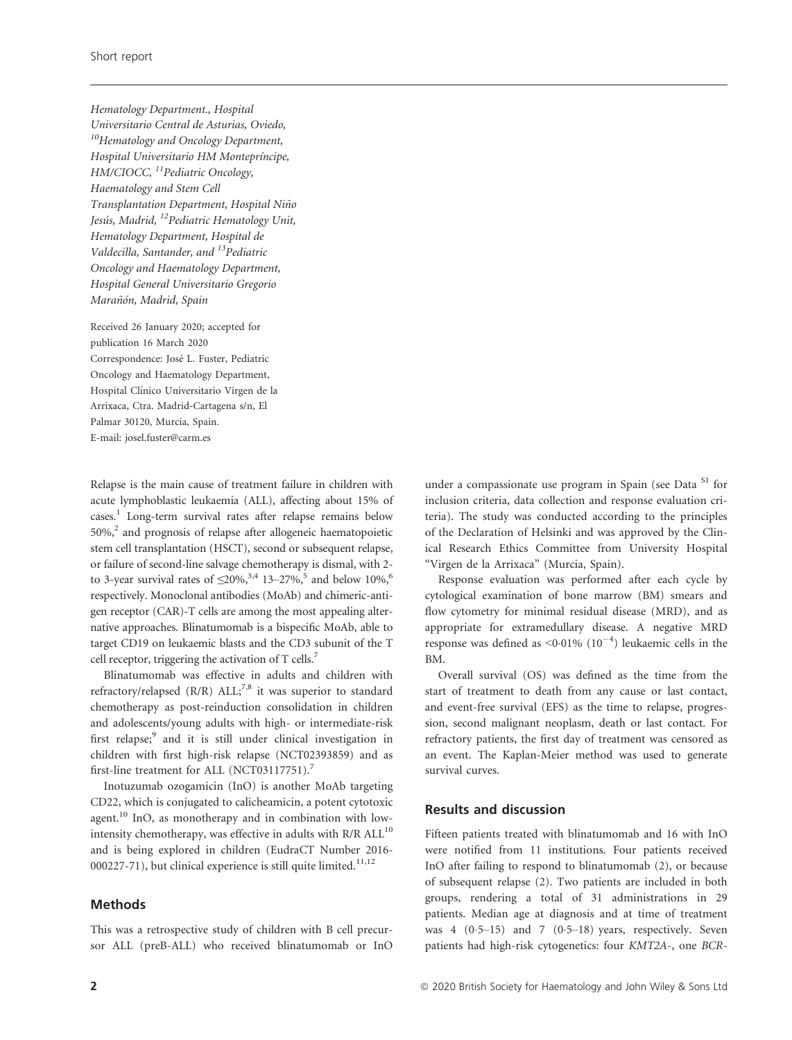Hematology Department., Hospital Universitario Central de Asturias, Oviedo, [10]Hematology and Oncology Department, Hospital Universitario HM Montepríncipe, HM/CIOCC, [11]Pediatric Oncology, Haematology and Stem Cell Transplantation Department, Hospital Niño Jesús, Madrid, [12]Pediatric Hematology Unit, Hematology Department, Hospital de Valdecilla, Santander, and [13]Pediatric Oncology and Haematology Department, Hospital General Universitario Gregorio Marañón, Madrid, Spain

Received 26 January 2020; accepted for publication 16 March 2020

Correspondence: José L. Fuster, Pediatric Oncology and Haematology Department, Hospital Clínico Universitario Virgen de la Arrixaca, Ctra. Madrid-Cartagena s/n, El Palmar 30120, Murcia, Spain.
E-mail: josel.fuster@carm.es

Relapse is the main cause of treatment failure in children with acute lymphoblastic leukaemia (ALL), affecting about 15% of cases.[1] Long-term survival rates after relapse remains below 50%,[2] and prognosis of relapse after allogeneic haematopoietic stem cell transplantation (HSCT), second or subsequent relapse, or failure of second-line salvage chemotherapy is dismal, with 2- to 3-year survival rates of ≤20%,[3,4] 13–27%,[5] and below 10%,[6] respectively. Monoclonal antibodies (MoAb) and chimeric-antigen receptor (CAR)-T cells are among the most appealing alternative approaches. Blinatumomab is a bispecific MoAb, able to target CD19 on leukaemic blasts and the CD3 subunit of the T cell receptor, triggering the activation of T cells.[7]

Blinatumomab was effective in adults and children with refractory/relapsed (R/R) ALL;[7,8] it was superior to standard chemotherapy as post-reinduction consolidation in children and adolescents/young adults with high- or intermediate-risk first relapse;[9] and it is still under clinical investigation in children with first high-risk relapse (NCT02393859) and as first-line treatment for ALL (NCT03117751).[7]

Inotuzumab ozogamicin (InO) is another MoAb targeting CD22, which is conjugated to calicheamicin, a potent cytotoxic agent.[10] InO, as monotherapy and in combination with low-intensity chemotherapy, was effective in adults with R/R ALL[10] and is being explored in children (EudraCT Number 2016-000227-71), but clinical experience is still quite limited.[11,12]

## Methods

This was a retrospective study of children with B cell precursor ALL (preB-ALL) who received blinatumomab or InO under a compassionate use program in Spain (see Data [S1] for inclusion criteria, data collection and response evaluation criteria). The study was conducted according to the principles of the Declaration of Helsinki and was approved by the Clinical Research Ethics Committee from University Hospital "Virgen de la Arrixaca" (Murcia, Spain).

Response evaluation was performed after each cycle by cytological examination of bone marrow (BM) smears and flow cytometry for minimal residual disease (MRD), and as appropriate for extramedullary disease. A negative MRD response was defined as <0·01% ($10^{-4}$) leukaemic cells in the BM.

Overall survival (OS) was defined as the time from the start of treatment to death from any cause or last contact, and event-free survival (EFS) as the time to relapse, progression, second malignant neoplasm, death or last contact. For refractory patients, the first day of treatment was censored as an event. The Kaplan-Meier method was used to generate survival curves.

## Results and discussion

Fifteen patients treated with blinatumomab and 16 with InO were notified from 11 institutions. Four patients received InO after failing to respond to blinatumomab (2), or because of subsequent relapse (2). Two patients are included in both groups, rendering a total of 31 administrations in 29 patients. Median age at diagnosis and at time of treatment was 4 (0·5–15) and 7 (0·5–18) years, respectively. Seven patients had high-risk cytogenetics: four *KMT2A*-, one *BCR*-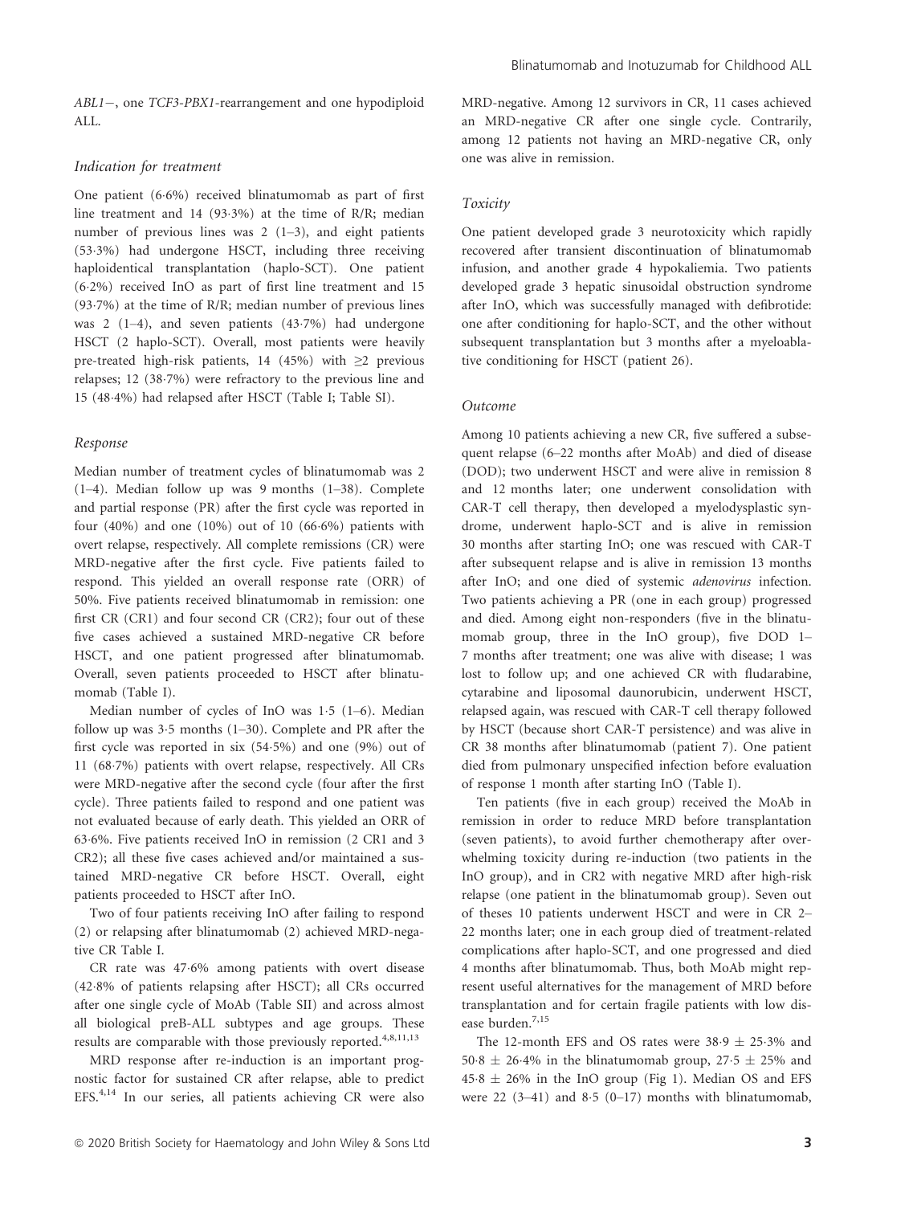ABL1−, one TCF3-PBX1-rearrangement and one hypodiploid ALL.

### Indication for treatment

One patient (6·6%) received blinatumomab as part of first line treatment and 14 (93·3%) at the time of R/R; median number of previous lines was 2 (1–3), and eight patients (53·3%) had undergone HSCT, including three receiving haploidentical transplantation (haplo-SCT). One patient (6·2%) received InO as part of first line treatment and 15 (93·7%) at the time of R/R; median number of previous lines was 2 (1–4), and seven patients (43·7%) had undergone HSCT (2 haplo-SCT). Overall, most patients were heavily pre-treated high-risk patients, 14 (45%) with ≥2 previous relapses; 12 (38·7%) were refractory to the previous line and 15 (48·4%) had relapsed after HSCT (Table I; Table SI).

### Response

Median number of treatment cycles of blinatumomab was 2 (1–4). Median follow up was 9 months (1–38). Complete and partial response (PR) after the first cycle was reported in four (40%) and one (10%) out of 10 (66·6%) patients with overt relapse, respectively. All complete remissions (CR) were MRD-negative after the first cycle. Five patients failed to respond. This yielded an overall response rate (ORR) of 50%. Five patients received blinatumomab in remission: one first CR (CR1) and four second CR (CR2); four out of these five cases achieved a sustained MRD-negative CR before HSCT, and one patient progressed after blinatumomab. Overall, seven patients proceeded to HSCT after blinatumomab (Table I).

Median number of cycles of InO was 1·5 (1–6). Median follow up was 3·5 months (1–30). Complete and PR after the first cycle was reported in six (54·5%) and one (9%) out of 11 (68·7%) patients with overt relapse, respectively. All CRs were MRD-negative after the second cycle (four after the first cycle). Three patients failed to respond and one patient was not evaluated because of early death. This yielded an ORR of 63·6%. Five patients received InO in remission (2 CR1 and 3 CR2); all these five cases achieved and/or maintained a sustained MRD-negative CR before HSCT. Overall, eight patients proceeded to HSCT after InO.

Two of four patients receiving InO after failing to respond (2) or relapsing after blinatumomab (2) achieved MRD-negative CR Table I.

CR rate was 47·6% among patients with overt disease (42·8% of patients relapsing after HSCT); all CRs occurred after one single cycle of MoAb (Table SII) and across almost all biological preB-ALL subtypes and age groups. These results are comparable with those previously reported.[4,8,11,13]

MRD response after re-induction is an important prognostic factor for sustained CR after relapse, able to predict EFS.[4,14] In our series, all patients achieving CR were also MRD-negative. Among 12 survivors in CR, 11 cases achieved an MRD-negative CR after one single cycle. Contrarily, among 12 patients not having an MRD-negative CR, only one was alive in remission.

### Toxicity

One patient developed grade 3 neurotoxicity which rapidly recovered after transient discontinuation of blinatumomab infusion, and another grade 4 hypokaliemia. Two patients developed grade 3 hepatic sinusoidal obstruction syndrome after InO, which was successfully managed with defibrotide: one after conditioning for haplo-SCT, and the other without subsequent transplantation but 3 months after a myeloablative conditioning for HSCT (patient 26).

### Outcome

Among 10 patients achieving a new CR, five suffered a subsequent relapse (6–22 months after MoAb) and died of disease (DOD); two underwent HSCT and were alive in remission 8 and 12 months later; one underwent consolidation with CAR-T cell therapy, then developed a myelodysplastic syndrome, underwent haplo-SCT and is alive in remission 30 months after starting InO; one was rescued with CAR-T after subsequent relapse and is alive in remission 13 months after InO; and one died of systemic *adenovirus* infection. Two patients achieving a PR (one in each group) progressed and died. Among eight non-responders (five in the blinatumomab group, three in the InO group), five DOD 1–7 months after treatment; one was alive with disease; 1 was lost to follow up; and one achieved CR with fludarabine, cytarabine and liposomal daunorubicin, underwent HSCT, relapsed again, was rescued with CAR-T cell therapy followed by HSCT (because short CAR-T persistence) and was alive in CR 38 months after blinatumomab (patient 7). One patient died from pulmonary unspecified infection before evaluation of response 1 month after starting InO (Table I).

Ten patients (five in each group) received the MoAb in remission in order to reduce MRD before transplantation (seven patients), to avoid further chemotherapy after overwhelming toxicity during re-induction (two patients in the InO group), and in CR2 with negative MRD after high-risk relapse (one patient in the blinatumomab group). Seven out of theses 10 patients underwent HSCT and were in CR 2–22 months later; one in each group died of treatment-related complications after haplo-SCT, and one progressed and died 4 months after blinatumomab. Thus, both MoAb might represent useful alternatives for the management of MRD before transplantation and for certain fragile patients with low disease burden.[7,15]

The 12-month EFS and OS rates were 38·9 ± 25·3% and 50·8 ± 26·4% in the blinatumomab group, 27·5 ± 25% and 45·8 ± 26% in the InO group (Fig 1). Median OS and EFS were 22 (3–41) and 8·5 (0–17) months with blinatumomab,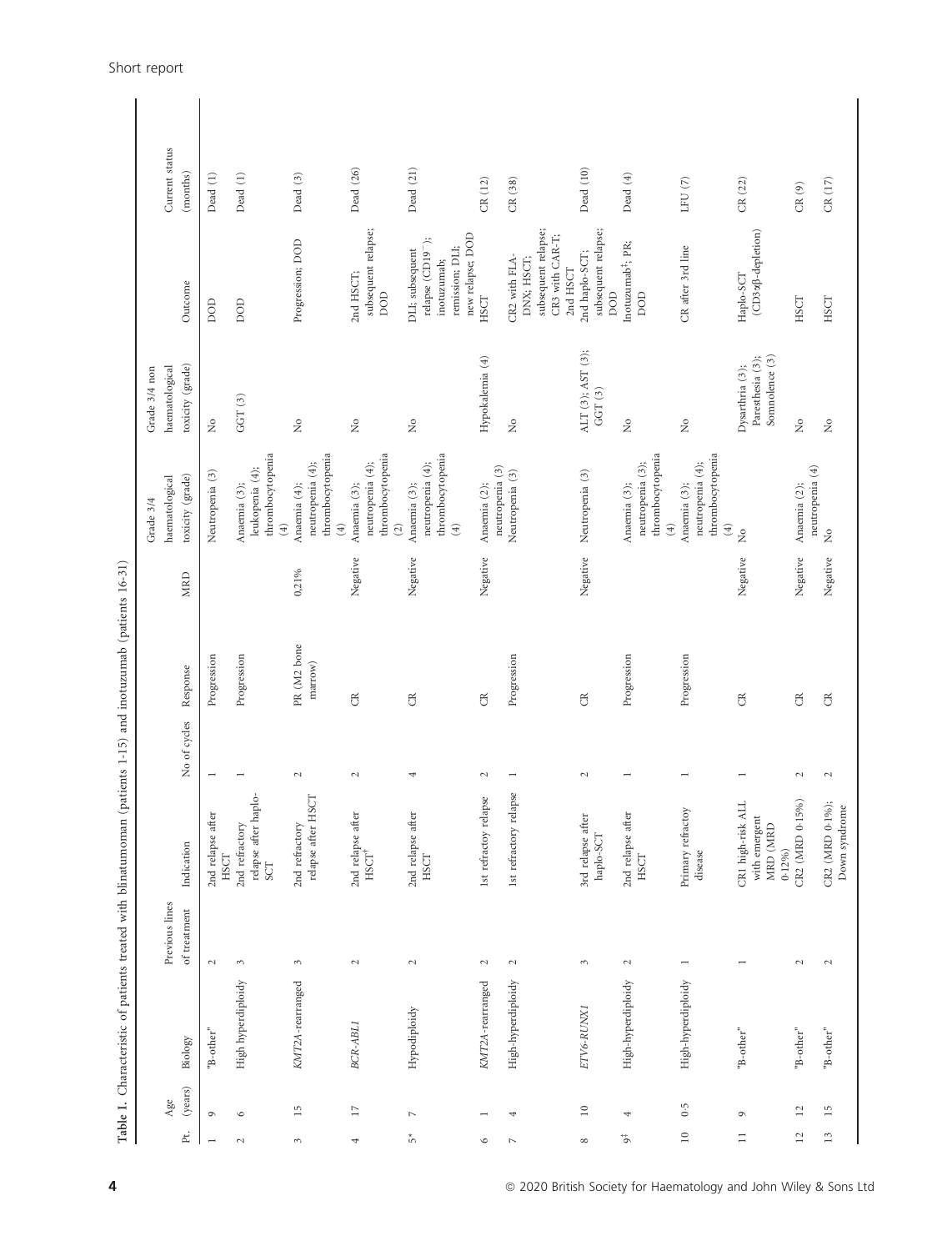**Table I.** Characteristic of patients treated with blinatumomab (patients 1-15) and inotuzumab (patients 16-31)

| Pt. | Age (years) | Biology | Previous lines of treatment | Indication | No of cycles | Response | MRD | Grade 3/4 haematological toxicity (grade) | Grade 3/4 non haematological toxicity (grade) | Outcome | Current status (months) |
|---|---|---|---|---|---|---|---|---|---|---|---|
| 1 | 9 | "B-other" | 2 | 2nd relapse after HSCT | 1 | Progression | | Neutropenia (3) | No | DOD | Dead (1) |
| 2 | 6 | High hyperdiploidy | 3 | 2nd refractory relapse after haplo-SCT | 1 | Progression | | Anaemia (3); leukopenia (4); thrombocytopenia (4) | GGT (3) | DOD | Dead (1) |
| 3 | 15 | *KMT2A*-rearranged | 3 | 2nd refractory relapse after HSCT | 2 | PR (M2 bone marrow) | 0,21% | Anaemia (4); neutropenia (4); thrombocytopenia (4) | No | Progression; DOD | Dead (3) |
| 4 | 17 | *BCR-ABL1* | 2 | 2nd relapse after HSCT[†] | 2 | CR | Negative | Anaemia (3); neutropenia (4); thrombocytopenia (2) | No | 2nd HSCT; subsequent relapse; DOD | Dead (26) |
| 5* | 7 | Hypodiploidy | 2 | 2nd relapse after HSCT | 4 | CR | Negative | Anaemia (3); neutropenia (4); thrombocytopenia (4) | No | DLI; subsequent relapse (CD19$^-$); inotuzumab; remission; DLI; new relapse; DOD | Dead (21) |
| 6 | 1 | *KMT2A*-rearranged | 2 | 1st refractoy relapse | 2 | CR | Negative | Anaemia (2); neutropenia (3) | Hypokalemia (4) | HSCT | CR (12) |
| 7 | 4 | High-hyperdiploidy | 2 | 1st refractory relapse | 1 | Progression | | Neutropenia (3) | No | CR2 with FLA-DNX; HSCT; subsequent relapse; CR3 with CAR-T; 2nd HSCT | CR (38) |
| 8 | 10 | *ETV6-RUNX1* | 3 | 3rd relapse after haplo-SCT | 2 | CR | Negative | Neutropenia (3) | ALT (3); AST (3); GGT (3) | 2nd haplo-SCT; subsequent relapse; DOD | Dead (10) |
| 9[‡] | 4 | High-hyperdiploidy | 2 | 2nd relapse after HSCT | 1 | Progression | | Anaemia (3); neutropenia (3); thrombocytopenia (4) | No | Inotuzumab[‡]; PR; DOD | Dead (4) |
| 10 | 0·5 | High-hyperdiploidy | 1 | Primary refractoy disease | 1 | Progression | | Anaemia (3); neutropenia (4); thrombocytopenia (4) | No | CR after 3rd line | LFU (7) |
| 11 | 9 | "B-other" | 1 | CR1 high-risk ALL with emergent MRD (MRD 0·12%) | 1 | CR | Negative | No | Dysarthria (3); Paresthesia (3); Somnolence (3) | Haplo-SCT (CD3αβ-depletion) | CR (22) |
| 12 | 12 | "B-other" | 2 | CR2 (MRD 0·15%) | 2 | CR | Negative | Anaemia (2); neutropenia (4) | No | HSCT | CR (9) |
| 13 | 15 | "B-other" | 2 | CR2 (MRD 0·1%); Down syndrome | 2 | CR | Negative | No | No | HSCT | CR (17) |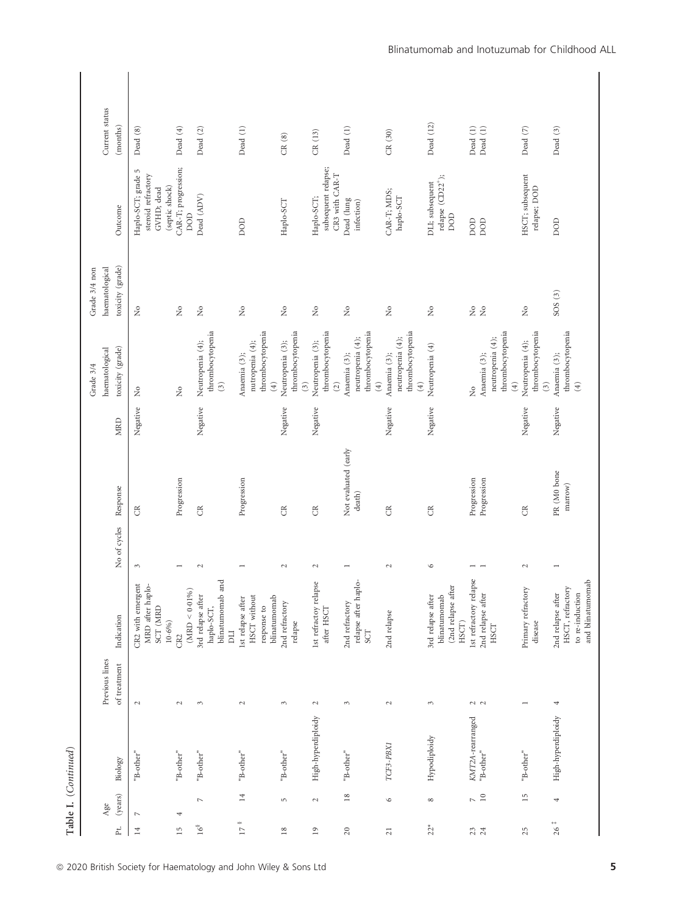**Table I.** (*Continued*)

| Pt. | Age (years) | Biology | Previous lines of treatment | Indication | No of cycles | Response | MRD | Grade 3/4 haematological toxicity (grade) | Grade 3/4 non haematological toxicity (grade) | Outcome | Current status (months) |
|---|---|---|---|---|---|---|---|---|---|---|---|
| 14 | 7 | "B-other" | 2 | CR2 with emergent MRD after haplo-SCT (MRD 10·6%) | 3 | CR | Negative | No | No | Haplo-SCT; grade 5 steroid refractory GVHD; dead (septic shock) | Dead (8) |
| 15 | 4 | "B-other" | 2 | CR2 (MRD < 0·01%) | 1 | Progression | | No | No | CAR-T; progression; DOD | Dead (4) |
| 16[§] | 7 | "B-other" | 3 | 3rd relapse after haplo-SCT, blinatumomab and DLI | 2 | CR | Negative | Neutropenia (4); thrombocytopenia (3) | No | Dead (ADV) | Dead (2) |
| 17[§] | 14 | "B-other" | 2 | 1st relapse after HSCT without response to blinatumomab | 1 | Progression | | Anaemia (3); nutropenia (4); thrombocytopenia (4) | No | DOD | Dead (1) |
| 18 | 5 | "B-other" | 3 | 2nd refractory relapse | 2 | CR | Negative | Neutropenia (3); thrombocytopenia (3) | No | Haplo-SCT | CR (8) |
| 19 | 2 | High-hyperdiploidy | 2 | 1st refractory relapse after HSCT | 2 | CR | Negative | Neutropenia (3); thrombocytopenia (2) | No | Haplo-SCT; subsequent relapse; CR3 with CAR-T | CR (13) |
| 20 | 18 | "B-other" | 3 | 2nd refractory relapse after haplo-SCT | 1 | Not evaluated (early death) | | Anaemia (3); neutropenia (4); thrombocytopenia (4) | No | Dead (lung infection) | Dead (1) |
| 21 | 6 | *TCF3-PBX1* | 2 | 2nd relapse | 2 | CR | Negative | Anaemia (3); neutropenia (4); thrombocytopenia (4) | No | CAR-T; MDS; haplo-SCT | CR (30) |
| 22* | 8 | Hypodiploidy | 3 | 3rd relapse after blinatumomab (2nd relapse after HSCT) | 6 | CR | Negative | Neutropenia (4) | No | DLI; subsequent relapse ($CD22^+$); DOD | Dead (12) |
| 23 | 7 | *KMT2A*-rearranged | 2 | 1st refractory relapse | 1 | Progression | | No | No | DOD | Dead (1) |
| 24 | 10 | "B-other" | 2 | 2nd relapse after HSCT | 1 | Progression | | Anaemia (3); neutropenia (4); thrombocytopenia (4) | No | DOD | Dead (1) |
| 25 | 15 | "B-other" | 1 | Primary refractory disease | 2 | CR | Negative | Neutropenia (4); thrombocytopenia (3) | No | HSCT; subsequent relapse; DOD | Dead (7) |
| 26[‡] | 4 | High-hyperdiploidy | 4 | 2nd relapse after HSCT, refractory to re-induction and blinatumomab | 1 | PR (M0 bone marrow) | Negative | Anaemia (3); thrombocytopenia (4) | SOS (3) | DOD | Dead (3) |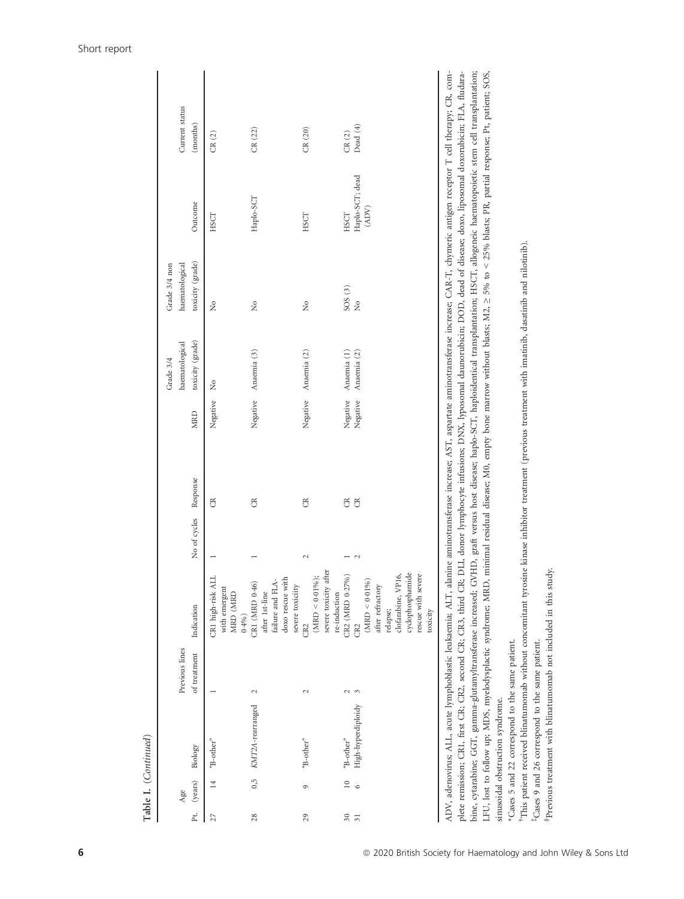**Table I.** (*Continued*)

| Pt. | Age (years) | Biology | Previous lines of treatment | Indication | No of cycles | Response | MRD | Grade 3/4 haematological toxicity (grade) | Grade 3/4 non haematological toxicity (grade) | Outcome | Current status (months) |
|---|---|---|---|---|---|---|---|---|---|---|---|
| 27 | 14 | "B-other" | 1 | CR1 high-risk ALL with emergent MRD (MRD 0·4%) | 1 | CR | Negative | No | No | HSCT | CR (2) |
| 28 | 0,5 | *KMT2A*-rearranged | 2 | CR1 (MRD 0·46) after 1st-line failure and FLA-doxo rescue with severe toxicity | 1 | CR | Negative | Anaemia (3) | No | Haplo-SCT | CR (22) |
| 29 | 9 | "B-other" | 2 | CR2 (MRD < 0·01%); severe toxicity after re-induction | 2 | CR | Negative | Anaemia (2) | No | HSCT | CR (20) |
| 30 | 10 | "B-other" | 2 | CR2 (MRD 0·27%) | 1 | CR | Negative | Anaemia (1) | SOS (3) | HSCT | CR (2) |
| 31 | 6 | High-hyperdiploidy | 3 | CR2 (MRD < 0·01%) after refractory relapse; clofarabine, VP16, cyclophosphamide rescue with severe toxicity | 2 | CR | Negative | Anaemia (2) | No | Haplo-SCT; dead (ADV) | Dead (4) |

ADV, adenovirus; ALL, acute lymphoblastic leukaemia; ALT, alanine aminotransferase increase; AST, aspartate aminotransferase increase; CAR-T, chymeric antigen receptor T cell therapy; CR, complete remission; CR1, first CR; CR2, second CR; CR3, third CR; DLI, donor lymphocyte infusions; DNX, lyposomal daunorubicin; DOD, dead of disease; doxo, liposomal doxorubicin; FLA, fludarabine, cytarabine; GGT, gamma-glutamyltransferase increased; GVHD, graft versus host disease; haplo-SCT, haploidentical transplantation; HSCT, allogeneic haematopoietic stem cell transplantation; LFU, lost to follow up; MDS, myelodysplactic syndrome; MRD, minimal residual disease; M0, empty bone marrow without blasts; M2, ≥ 5% to < 25% blasts; PR, partial response; Pt, patient; SOS, sinusoidal obstruction syndrome.

*Cases 5 and 22 correspond to the same patient.

†This patient received blinatumomab without concomitant tyrosine kinase inhibitor treatment (previous treatment with imatinib, dasatinib and nilotinib).

‡Cases 9 and 26 correspond to the same patient.

§Previous treatment with blinatumomab not included in this study.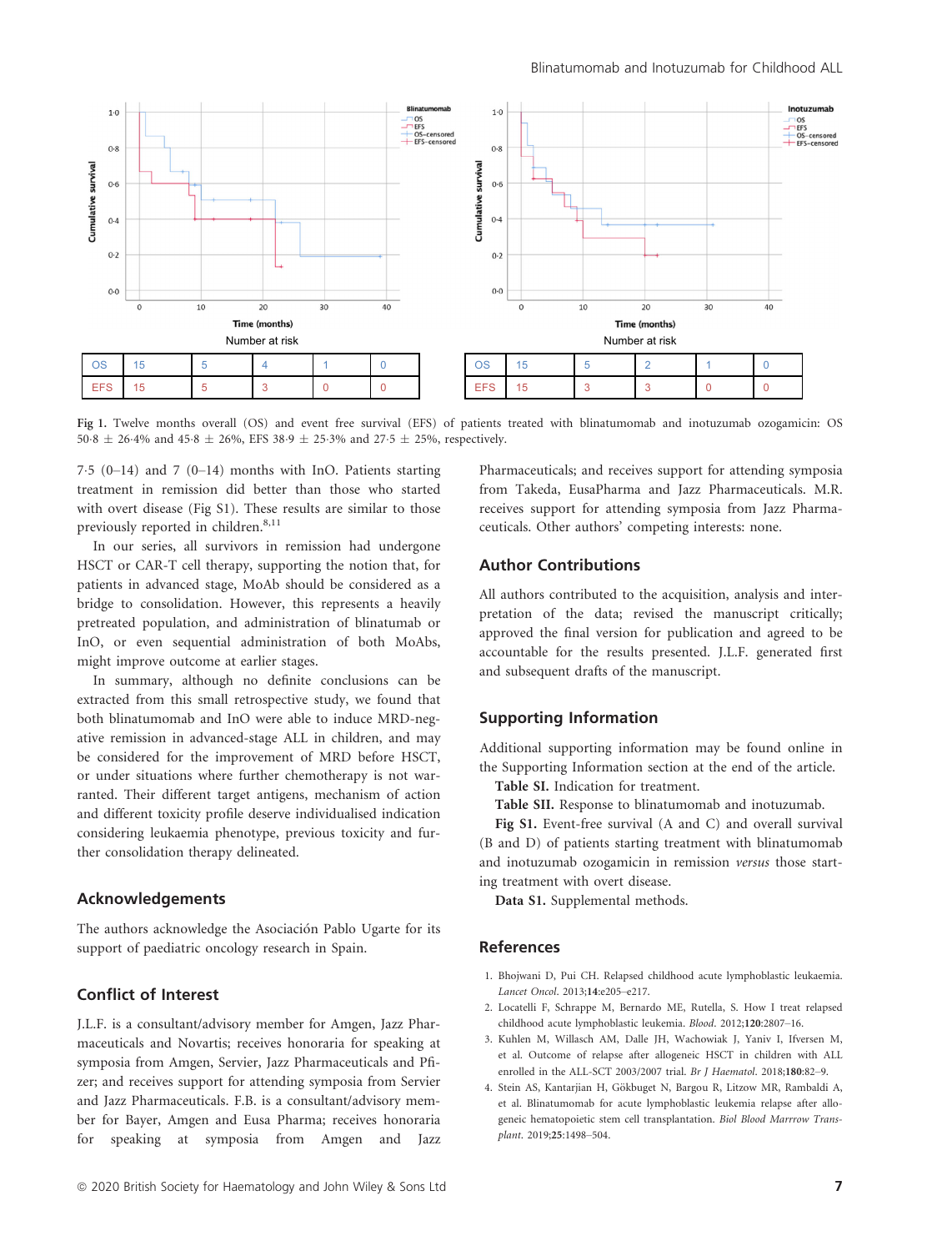Blinatumomab

OS

EFS

OS-censored

EFS-censored

Cumulative survival

1·0

0·8

0·6

0·4

0·2

0·0

0

10

20

30

40

Time (months)

Number at risk

| | | | | | |
|---|---|---|---|---|---|
| OS | 15 | 5 | 4 | 1 | 0 |
| EFS | 15 | 5 | 3 | 0 | 0 |

Inotuzumab

OS

EFS

OS-censored

EFS-censored

Cumulative survival

1·0

0·8

0·6

0·4

0·2

0·0

0

10

20

30

40

Time (months)

Number at risk

| | | | | | |
|---|---|---|---|---|---|
| OS | 15 | 5 | 2 | 1 | 0 |
| EFS | 15 | 3 | 3 | 0 | 0 |

**Fig 1.** Twelve months overall (OS) and event free survival (EFS) of patients treated with blinatumomab and inotuzumab ozogamicin: OS 50·8 ± 26·4% and 45·8 ± 26%, EFS 38·9 ± 25·3% and 27·5 ± 25%, respectively.

7·5 (0–14) and 7 (0–14) months with InO. Patients starting treatment in remission did better than those who started with overt disease (Fig S1). These results are similar to those previously reported in children.[8,11]

In our series, all survivors in remission had undergone HSCT or CAR-T cell therapy, supporting the notion that, for patients in advanced stage, MoAb should be considered as a bridge to consolidation. However, this represents a heavily pretreated population, and administration of blinatumab or InO, or even sequential administration of both MoAbs, might improve outcome at earlier stages.

In summary, although no definite conclusions can be extracted from this small retrospective study, we found that both blinatumomab and InO were able to induce MRD-negative remission in advanced-stage ALL in children, and may be considered for the improvement of MRD before HSCT, or under situations where further chemotherapy is not warranted. Their different target antigens, mechanism of action and different toxicity profile deserve individualised indication considering leukaemia phenotype, previous toxicity and further consolidation therapy delineated.

## Acknowledgements

The authors acknowledge the Asociación Pablo Ugarte for its support of paediatric oncology research in Spain.

## Conflict of Interest

J.L.F. is a consultant/advisory member for Amgen, Jazz Pharmaceuticals and Novartis; receives honoraria for speaking at symposia from Amgen, Servier, Jazz Pharmaceuticals and Pfizer; and receives support for attending symposia from Servier and Jazz Pharmaceuticals. F.B. is a consultant/advisory member for Bayer, Amgen and Eusa Pharma; receives honoraria for speaking at symposia from Amgen and Jazz Pharmaceuticals; and receives support for attending symposia from Takeda, EusaPharma and Jazz Pharmaceuticals. M.R. receives support for attending symposia from Jazz Pharmaceuticals. Other authors' competing interests: none.

## Author Contributions

All authors contributed to the acquisition, analysis and interpretation of the data; revised the manuscript critically; approved the final version for publication and agreed to be accountable for the results presented. J.L.F. generated first and subsequent drafts of the manuscript.

## Supporting Information

Additional supporting information may be found online in the Supporting Information section at the end of the article.

**Table SI.** Indication for treatment.

**Table SII.** Response to blinatumomab and inotuzumab.

**Fig S1.** Event-free survival (A and C) and overall survival (B and D) of patients starting treatment with blinatumomab and inotuzumab ozogamicin in remission *versus* those starting treatment with overt disease.

**Data S1.** Supplemental methods.

## References

1. Bhojwani D, Pui CH. Relapsed childhood acute lymphoblastic leukaemia. *Lancet Oncol*. 2013;**14**:e205–e217.
2. Locatelli F, Schrappe M, Bernardo ME, Rutella, S. How I treat relapsed childhood acute lymphoblastic leukemia. *Blood*. 2012;**120**:2807–16.
3. Kuhlen M, Willasch AM, Dalle JH, Wachowiak J, Yaniv I, Ifversen M, et al. Outcome of relapse after allogeneic HSCT in children with ALL enrolled in the ALL-SCT 2003/2007 trial. *Br J Haematol*. 2018;**180**:82–9.
4. Stein AS, Kantarjian H, Gökbuget N, Bargou R, Litzow MR, Rambaldi A, et al. Blinatumomab for acute lymphoblastic leukemia relapse after allogeneic hematopoietic stem cell transplantation. *Biol Blood Marrrow Transplant*. 2019;**25**:1498–504.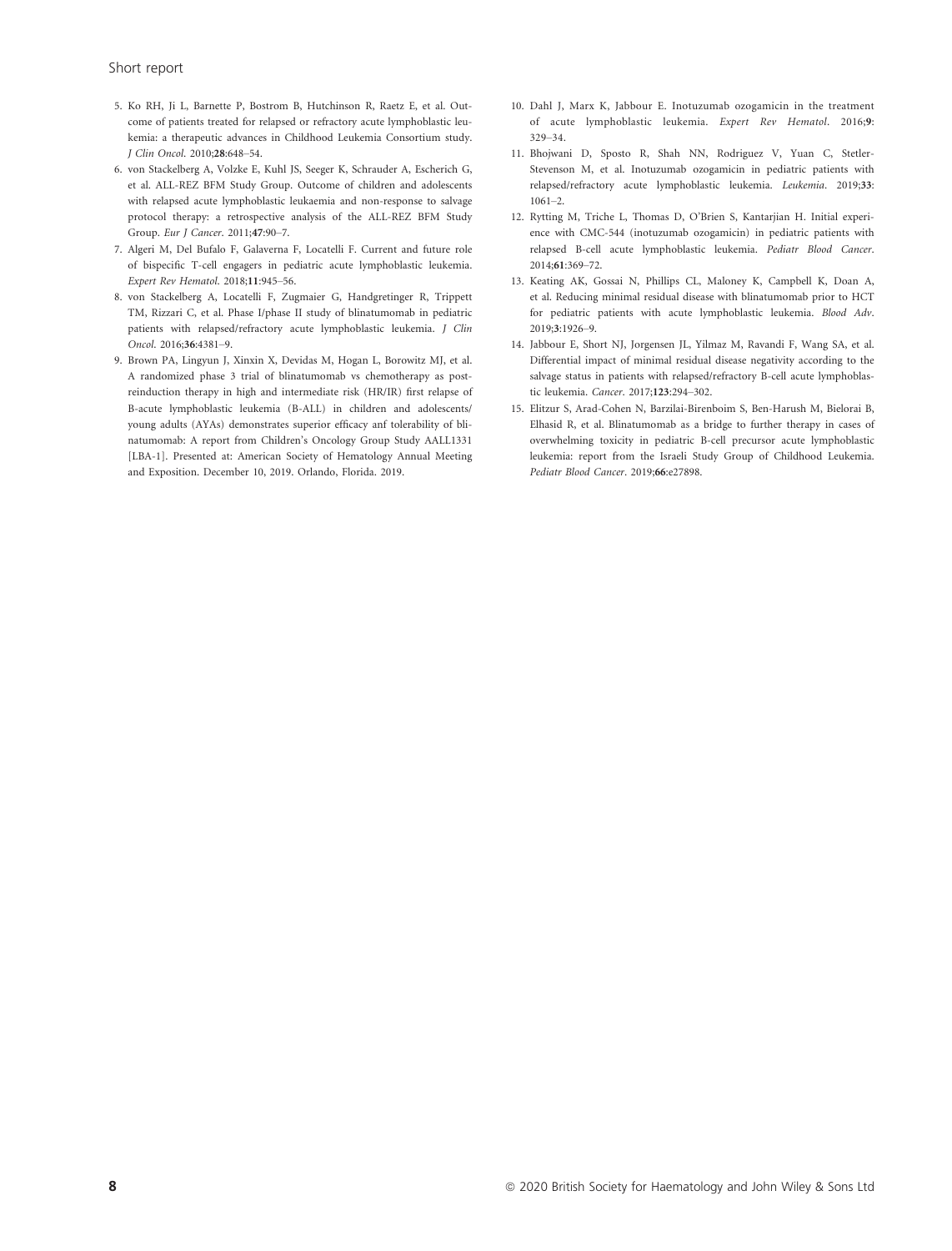5. Ko RH, Ji L, Barnette P, Bostrom B, Hutchinson R, Raetz E, et al. Outcome of patients treated for relapsed or refractory acute lymphoblastic leukemia: a therapeutic advances in Childhood Leukemia Consortium study. *J Clin Oncol*. 2010;**28**:648–54.
6. von Stackelberg A, Volzke E, Kuhl JS, Seeger K, Schrauder A, Escherich G, et al. ALL-REZ BFM Study Group. Outcome of children and adolescents with relapsed acute lymphoblastic leukaemia and non-response to salvage protocol therapy: a retrospective analysis of the ALL-REZ BFM Study Group. *Eur J Cancer*. 2011;**47**:90–7.
7. Algeri M, Del Bufalo F, Galaverna F, Locatelli F. Current and future role of bispecific T-cell engagers in pediatric acute lymphoblastic leukemia. *Expert Rev Hematol*. 2018;**11**:945–56.
8. von Stackelberg A, Locatelli F, Zugmaier G, Handgretinger R, Trippett TM, Rizzari C, et al. Phase I/phase II study of blinatumomab in pediatric patients with relapsed/refractory acute lymphoblastic leukemia. *J Clin Oncol*. 2016;**36**:4381–9.
9. Brown PA, Lingyun J, Xinxin X, Devidas M, Hogan L, Borowitz MJ, et al. A randomized phase 3 trial of blinatumomab vs chemotherapy as post-reinduction therapy in high and intermediate risk (HR/IR) first relapse of B-acute lymphoblastic leukemia (B-ALL) in children and adolescents/young adults (AYAs) demonstrates superior efficacy anf tolerability of blinatumomab: A report from Children's Oncology Group Study AALL1331 [LBA-1]. Presented at: American Society of Hematology Annual Meeting and Exposition. December 10, 2019. Orlando, Florida. 2019.
10. Dahl J, Marx K, Jabbour E. Inotuzumab ozogamicin in the treatment of acute lymphoblastic leukemia. *Expert Rev Hematol*. 2016;**9**: 329–34.
11. Bhojwani D, Sposto R, Shah NN, Rodriguez V, Yuan C, Stetler-Stevenson M, et al. Inotuzumab ozogamicin in pediatric patients with relapsed/refractory acute lymphoblastic leukemia. *Leukemia*. 2019;**33**: 1061–2.
12. Rytting M, Triche L, Thomas D, O'Brien S, Kantarjian H. Initial experience with CMC-544 (inotuzumab ozogamicin) in pediatric patients with relapsed B-cell acute lymphoblastic leukemia. *Pediatr Blood Cancer*. 2014;**61**:369–72.
13. Keating AK, Gossai N, Phillips CL, Maloney K, Campbell K, Doan A, et al. Reducing minimal residual disease with blinatumomab prior to HCT for pediatric patients with acute lymphoblastic leukemia. *Blood Adv*. 2019;**3**:1926–9.
14. Jabbour E, Short NJ, Jorgensen JL, Yilmaz M, Ravandi F, Wang SA, et al. Differential impact of minimal residual disease negativity according to the salvage status in patients with relapsed/refractory B-cell acute lymphoblastic leukemia. *Cancer*. 2017;**123**:294–302.
15. Elitzur S, Arad-Cohen N, Barzilai-Birenboim S, Ben-Harush M, Bielorai B, Elhasid R, et al. Blinatumomab as a bridge to further therapy in cases of overwhelming toxicity in pediatric B-cell precursor acute lymphoblastic leukemia: report from the Israeli Study Group of Childhood Leukemia. *Pediatr Blood Cancer*. 2019;**66**:e27898.